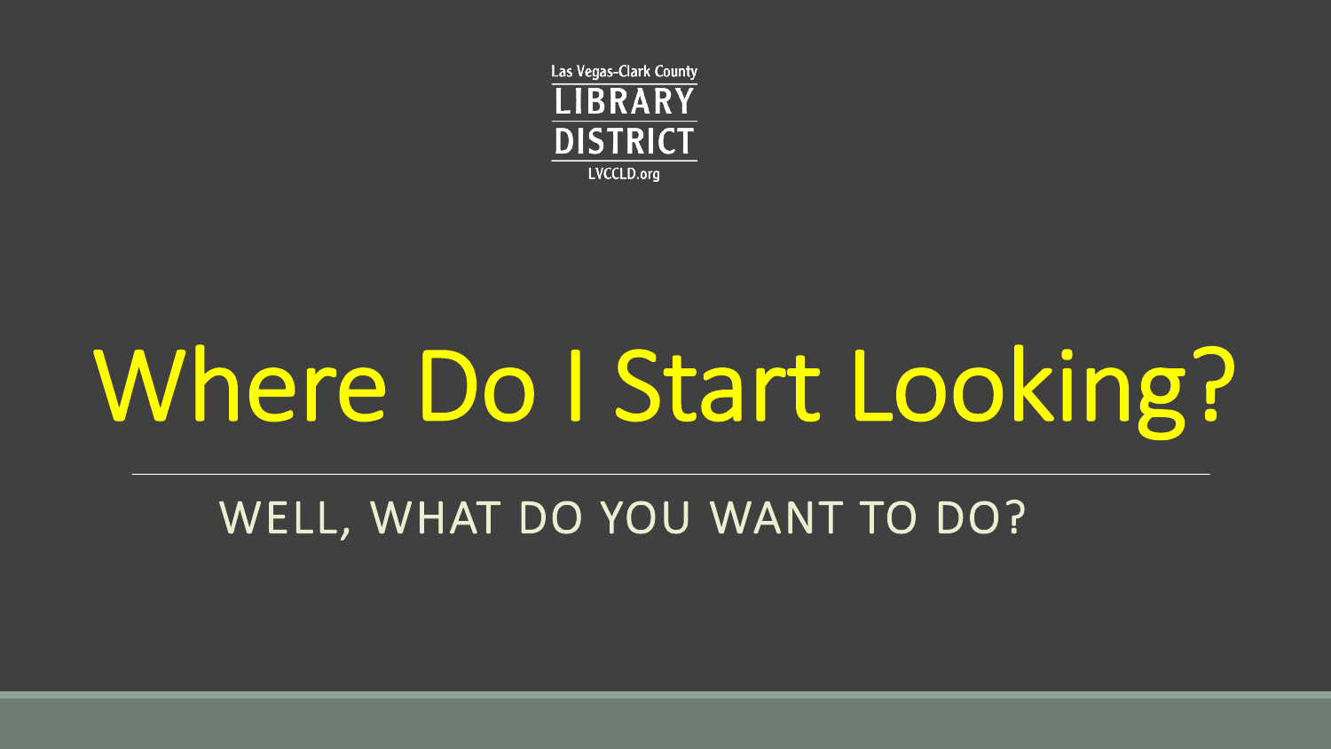Las Vegas-Clark County
LIBRARY
DISTRICT
LVCCLD.org

# Where Do I Start Looking?

WELL, WHAT DO YOU WANT TO DO?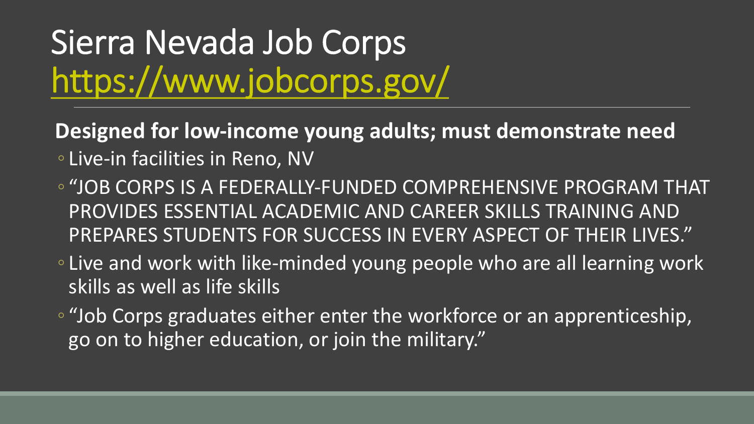# Sierra Nevada Job Corps
# https://www.jobcorps.gov/

**Designed for low-income young adults; must demonstrate need**

- Live-in facilities in Reno, NV
- "JOB CORPS IS A FEDERALLY-FUNDED COMPREHENSIVE PROGRAM THAT PROVIDES ESSENTIAL ACADEMIC AND CAREER SKILLS TRAINING AND PREPARES STUDENTS FOR SUCCESS IN EVERY ASPECT OF THEIR LIVES."
- Live and work with like-minded young people who are all learning work skills as well as life skills
- "Job Corps graduates either enter the workforce or an apprenticeship, go on to higher education, or join the military."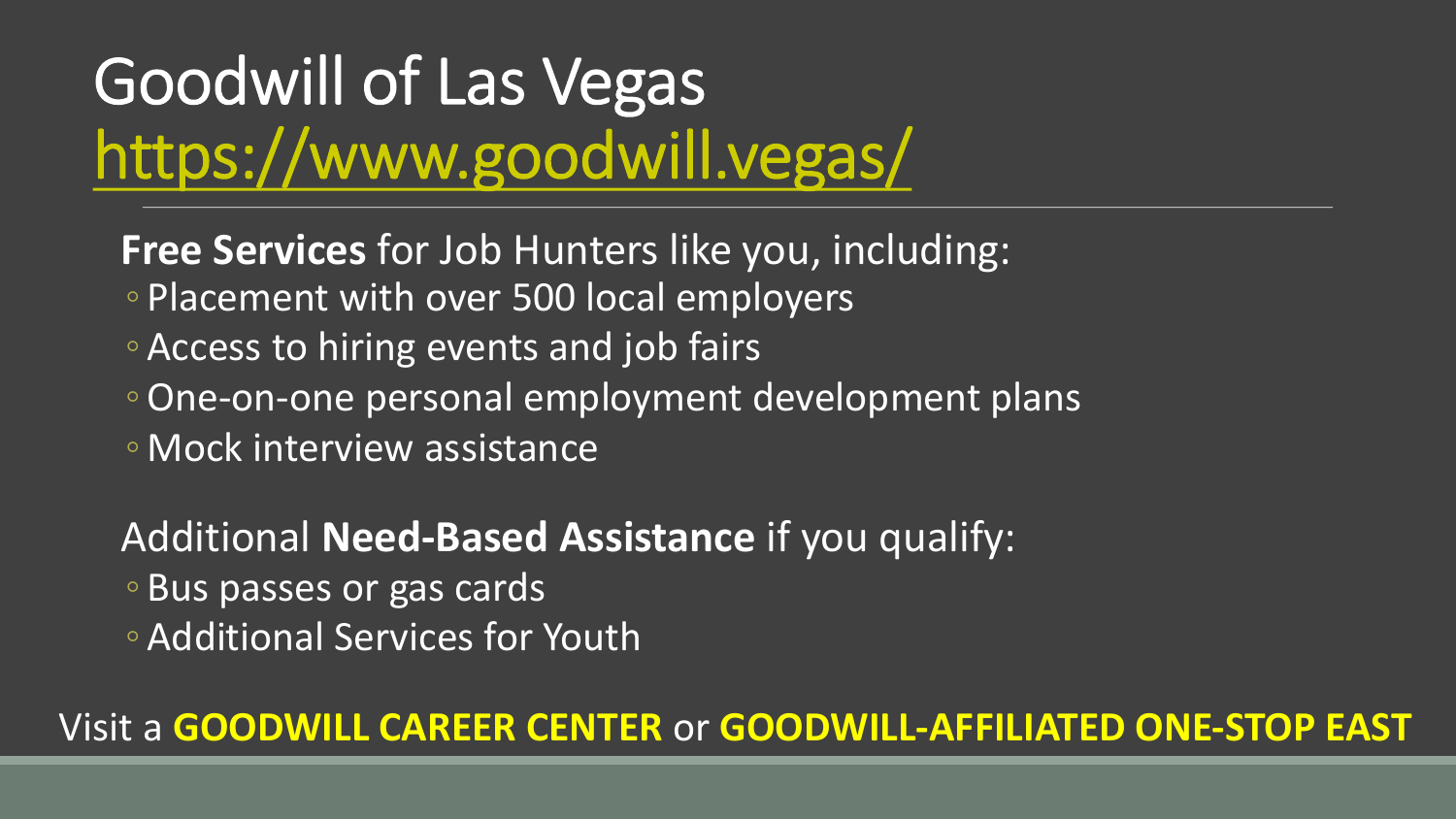# Goodwill of Las Vegas
# https://www.goodwill.vegas/

**Free Services** for Job Hunters like you, including:

- Placement with over 500 local employers
- Access to hiring events and job fairs
- One-on-one personal employment development plans
- Mock interview assistance

Additional **Need-Based Assistance** if you qualify:

- Bus passes or gas cards
- Additional Services for Youth

Visit a **GOODWILL CAREER CENTER** or **GOODWILL-AFFILIATED ONE-STOP EAST**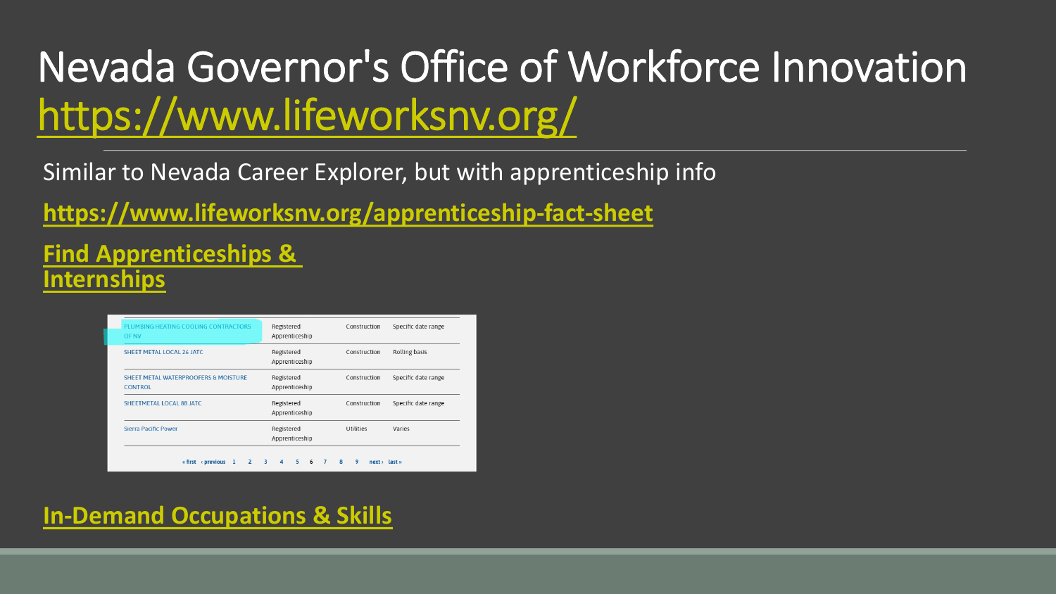# Nevada Governor's Office of Workforce Innovation https://www.lifeworksnv.org/

Similar to Nevada Career Explorer, but with apprenticeship info

**https://www.lifeworksnv.org/apprenticeship-fact-sheet**

**Find Apprenticeships & Internships**

| | | | |
|---|---|---|---|
| PLUMBING HEATING COOLING CONTRACTORS OF NV | Registered Apprenticeship | Construction | Specific date range |
| SHEET METAL LOCAL 26 JATC | Registered Apprenticeship | Construction | Rolling basis |
| SHEET METAL WATERPROOFERS & MOISTURE CONTROL | Registered Apprenticeship | Construction | Specific date range |
| SHEETMETAL LOCAL 88 JATC | Registered Apprenticeship | Construction | Specific date range |
| Sierra Pacific Power | Registered Apprenticeship | Utilities | Varies |

« first ‹ previous 1 2 3 4 5 6 7 8 9 next › last »

**In-Demand Occupations & Skills**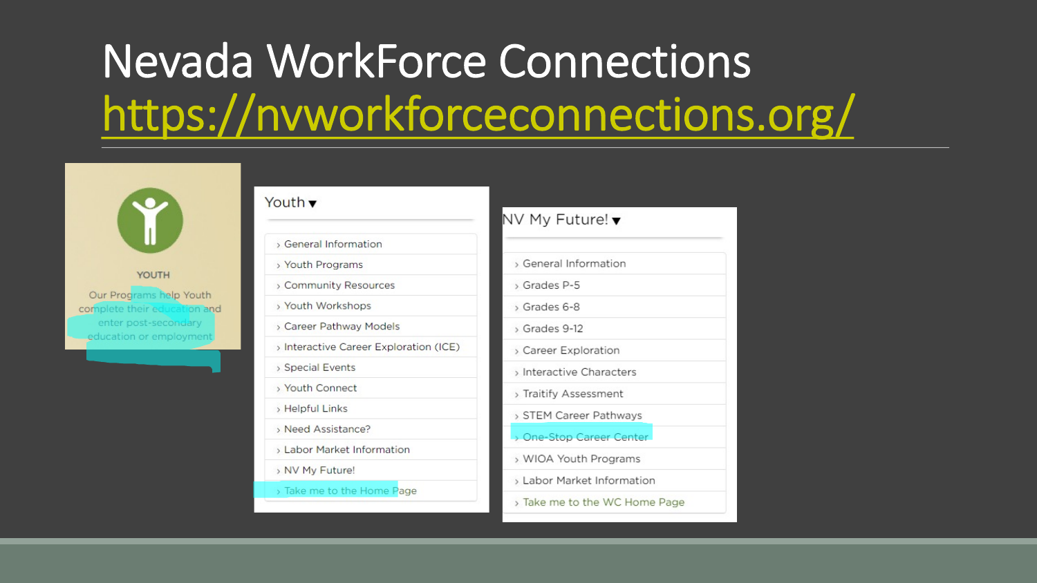# Nevada WorkForce Connections
https://nvworkforceconnections.org/

YOUTH

Our Programs help Youth complete their education and enter post-secondary education or employment

Youth ▾

- General Information
- Youth Programs
- Community Resources
- Youth Workshops
- Career Pathway Models
- Interactive Career Exploration (ICE)
- Special Events
- Youth Connect
- Helpful Links
- Need Assistance?
- Labor Market Information
- NV My Future!
- Take me to the Home Page

NV My Future! ▾

- General Information
- Grades P-5
- Grades 6-8
- Grades 9-12
- Career Exploration
- Interactive Characters
- Traitify Assessment
- STEM Career Pathways
- One-Stop Career Center
- WIOA Youth Programs
- Labor Market Information
- Take me to the WC Home Page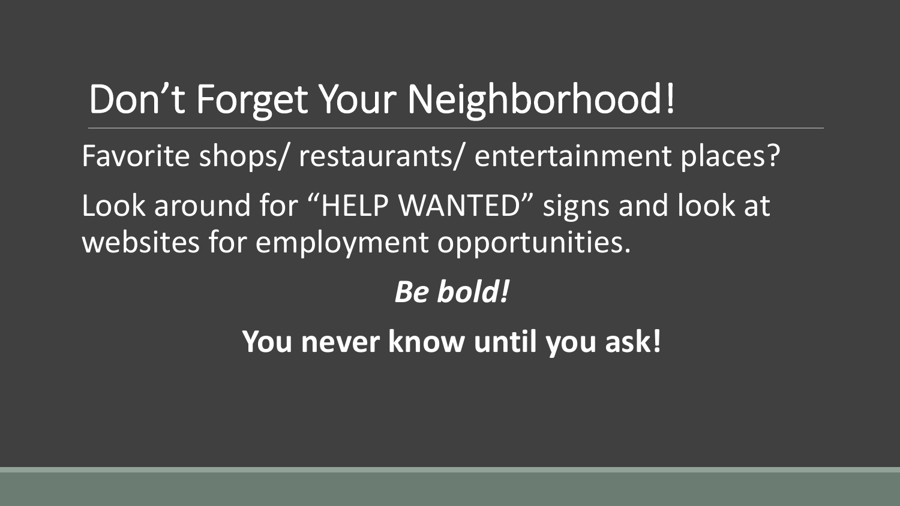# Don't Forget Your Neighborhood!

Favorite shops/ restaurants/ entertainment places?

Look around for "HELP WANTED" signs and look at websites for employment opportunities.

***Be bold!***

**You never know until you ask!**